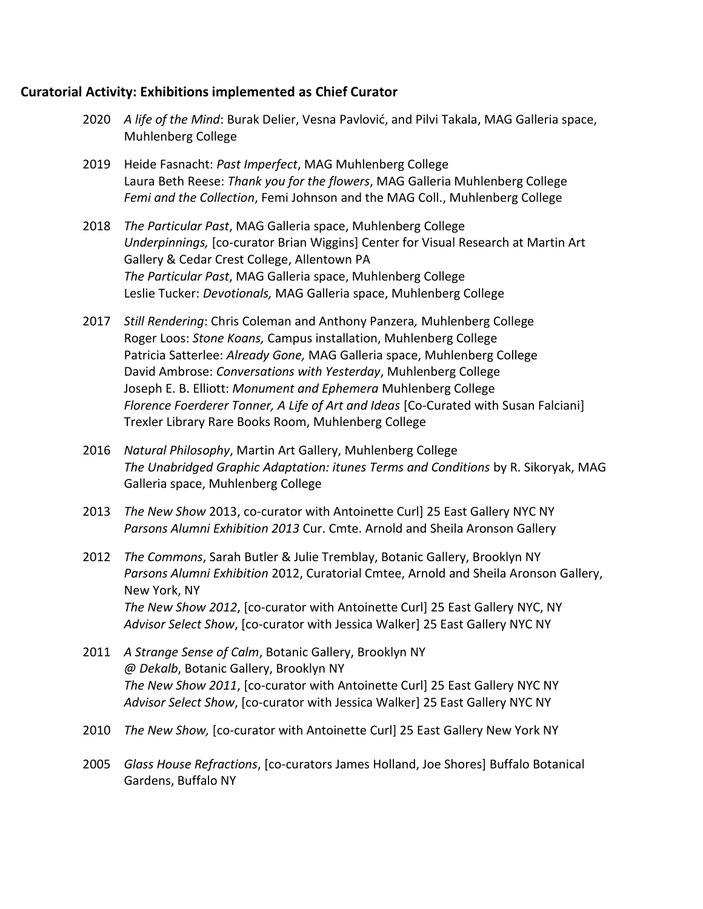**Curatorial Activity: Exhibitions implemented as Chief Curator**

2020 *A life of the Mind*: Burak Delier, Vesna Pavlović, and Pilvi Takala, MAG Galleria space, Muhlenberg College

2019 Heide Fasnacht: *Past Imperfect*, MAG Muhlenberg College
Laura Beth Reese: *Thank you for the flowers*, MAG Galleria Muhlenberg College
*Femi and the Collection*, Femi Johnson and the MAG Coll., Muhlenberg College

2018 *The Particular Past*, MAG Galleria space, Muhlenberg College
*Underpinnings,* [co-curator Brian Wiggins] Center for Visual Research at Martin Art Gallery & Cedar Crest College, Allentown PA
*The Particular Past*, MAG Galleria space, Muhlenberg College
Leslie Tucker: *Devotionals,* MAG Galleria space, Muhlenberg College

2017 *Still Rendering*: Chris Coleman and Anthony Panzera*,* Muhlenberg College
Roger Loos: *Stone Koans,* Campus installation, Muhlenberg College
Patricia Satterlee: *Already Gone,* MAG Galleria space, Muhlenberg College
David Ambrose: *Conversations with Yesterday*, Muhlenberg College
Joseph E. B. Elliott: *Monument and Ephemera* Muhlenberg College
*Florence Foerderer Tonner, A Life of Art and Ideas* [Co-Curated with Susan Falciani] Trexler Library Rare Books Room, Muhlenberg College

2016 *Natural Philosophy*, Martin Art Gallery, Muhlenberg College
*The Unabridged Graphic Adaptation: itunes Terms and Conditions* by R. Sikoryak, MAG Galleria space, Muhlenberg College

2013 *The New Show* 2013, co-curator with Antoinette Curl] 25 East Gallery NYC NY
*Parsons Alumni Exhibition 2013* Cur. Cmte. Arnold and Sheila Aronson Gallery

2012 *The Commons*, Sarah Butler & Julie Tremblay, Botanic Gallery, Brooklyn NY
*Parsons Alumni Exhibition* 2012, Curatorial Cmtee, Arnold and Sheila Aronson Gallery, New York, NY
*The New Show 2012*, [co-curator with Antoinette Curl] 25 East Gallery NYC, NY
*Advisor Select Show*, [co-curator with Jessica Walker] 25 East Gallery NYC NY

2011 *A Strange Sense of Calm*, Botanic Gallery, Brooklyn NY
*@ Dekalb*, Botanic Gallery, Brooklyn NY
*The New Show 2011*, [co-curator with Antoinette Curl] 25 East Gallery NYC NY
*Advisor Select Show*, [co-curator with Jessica Walker] 25 East Gallery NYC NY

2010 *The New Show,* [co-curator with Antoinette Curl] 25 East Gallery New York NY

2005 *Glass House Refractions*, [co-curators James Holland, Joe Shores] Buffalo Botanical Gardens, Buffalo NY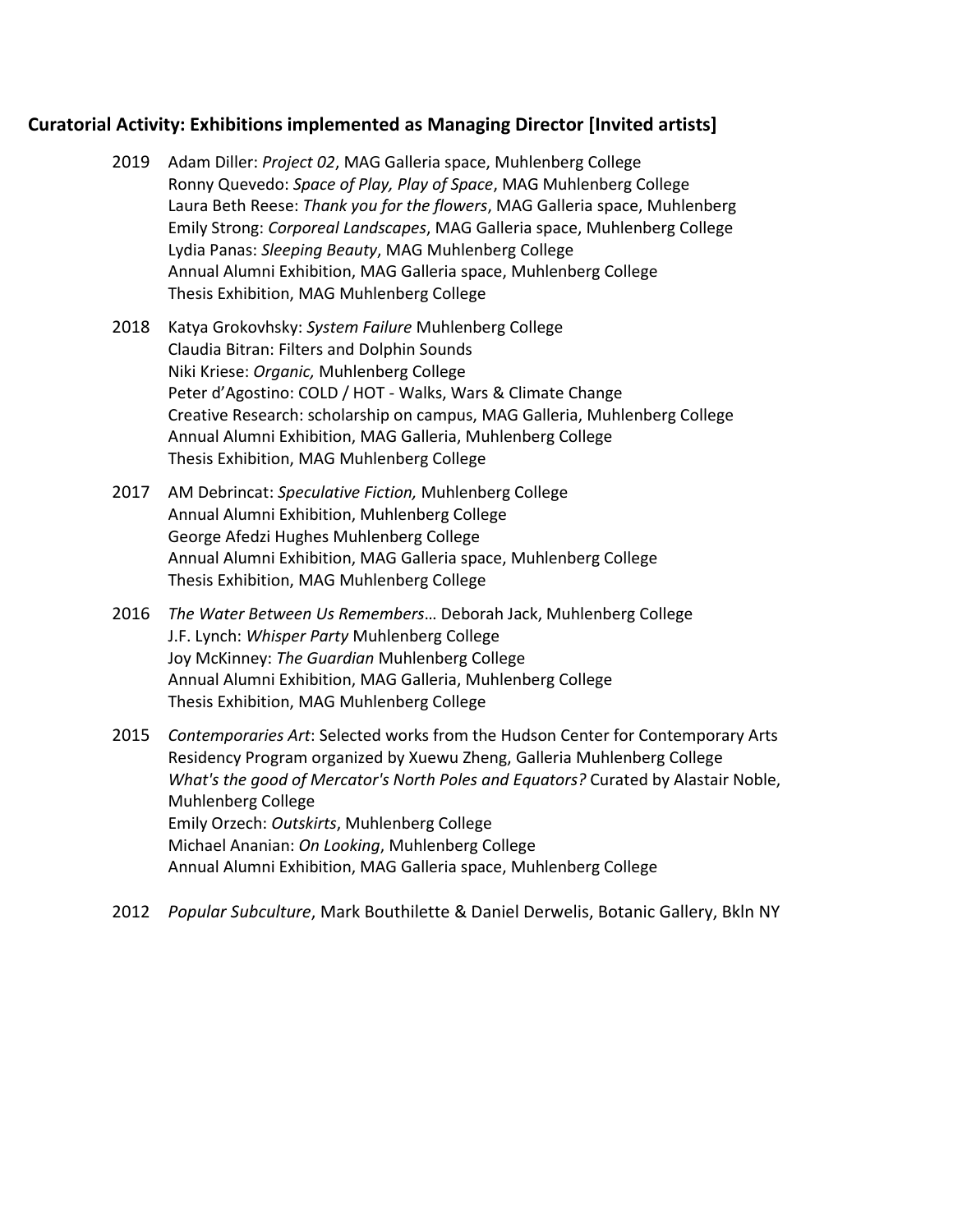**Curatorial Activity: Exhibitions implemented as Managing Director [Invited artists]**

2019 Adam Diller: *Project 02*, MAG Galleria space, Muhlenberg College
Ronny Quevedo: *Space of Play, Play of Space*, MAG Muhlenberg College
Laura Beth Reese: *Thank you for the flowers*, MAG Galleria space, Muhlenberg
Emily Strong: *Corporeal Landscapes*, MAG Galleria space, Muhlenberg College
Lydia Panas: *Sleeping Beauty*, MAG Muhlenberg College
Annual Alumni Exhibition, MAG Galleria space, Muhlenberg College
Thesis Exhibition, MAG Muhlenberg College

2018 Katya Grokovhsky: *System Failure* Muhlenberg College
Claudia Bitran: Filters and Dolphin Sounds
Niki Kriese: *Organic,* Muhlenberg College
Peter d'Agostino: COLD / HOT - Walks, Wars & Climate Change
Creative Research: scholarship on campus, MAG Galleria, Muhlenberg College
Annual Alumni Exhibition, MAG Galleria, Muhlenberg College
Thesis Exhibition, MAG Muhlenberg College

2017 AM Debrincat: *Speculative Fiction,* Muhlenberg College
Annual Alumni Exhibition, Muhlenberg College
George Afedzi Hughes Muhlenberg College
Annual Alumni Exhibition, MAG Galleria space, Muhlenberg College
Thesis Exhibition, MAG Muhlenberg College

2016 *The Water Between Us Remembers*… Deborah Jack, Muhlenberg College
J.F. Lynch: *Whisper Party* Muhlenberg College
Joy McKinney: *The Guardian* Muhlenberg College
Annual Alumni Exhibition, MAG Galleria, Muhlenberg College
Thesis Exhibition, MAG Muhlenberg College

2015 *Contemporaries Art*: Selected works from the Hudson Center for Contemporary Arts Residency Program organized by Xuewu Zheng, Galleria Muhlenberg College
*What's the good of Mercator's North Poles and Equators?* Curated by Alastair Noble, Muhlenberg College
Emily Orzech: *Outskirts*, Muhlenberg College
Michael Ananian: *On Looking*, Muhlenberg College
Annual Alumni Exhibition, MAG Galleria space, Muhlenberg College

2012 *Popular Subculture*, Mark Bouthilette & Daniel Derwelis, Botanic Gallery, Bkln NY